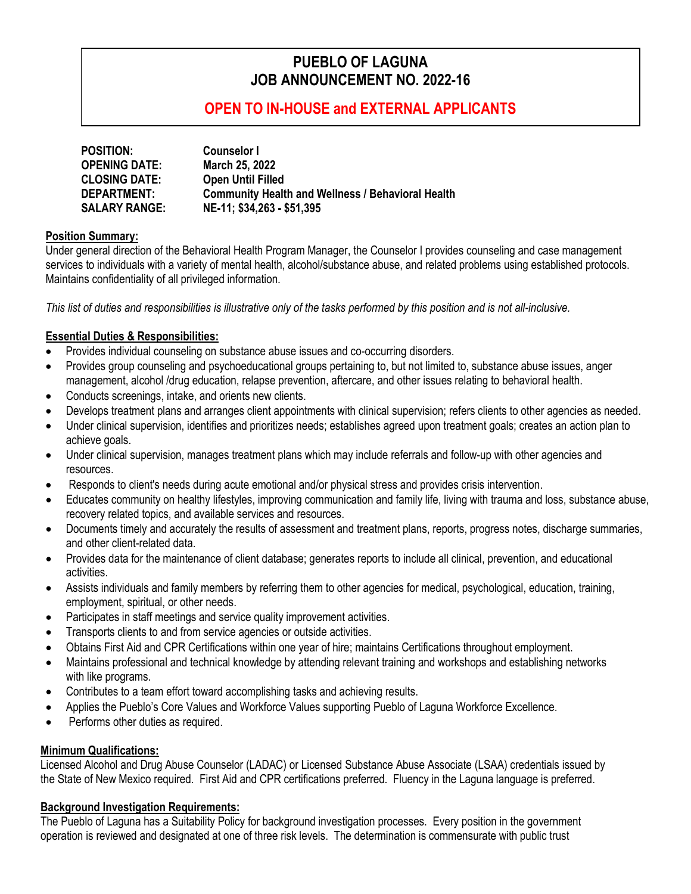# PUEBLO OF LAGUNA
# JOB ANNOUNCEMENT NO. 2022-16

## OPEN TO IN-HOUSE and EXTERNAL APPLICANTS

| | |
|---|---|
| **POSITION:** | **Counselor I** |
| **OPENING DATE:** | **March 25, 2022** |
| **CLOSING DATE:** | **Open Until Filled** |
| **DEPARTMENT:** | **Community Health and Wellness / Behavioral Health** |
| **SALARY RANGE:** | **NE-11; $34,263 - $51,395** |

**Position Summary:**

Under general direction of the Behavioral Health Program Manager, the Counselor I provides counseling and case management services to individuals with a variety of mental health, alcohol/substance abuse, and related problems using established protocols. Maintains confidentiality of all privileged information.

*This list of duties and responsibilities is illustrative only of the tasks performed by this position and is not all-inclusive.*

**Essential Duties & Responsibilities:**

- Provides individual counseling on substance abuse issues and co-occurring disorders.
- Provides group counseling and psychoeducational groups pertaining to, but not limited to, substance abuse issues, anger management, alcohol /drug education, relapse prevention, aftercare, and other issues relating to behavioral health.
- Conducts screenings, intake, and orients new clients.
- Develops treatment plans and arranges client appointments with clinical supervision; refers clients to other agencies as needed.
- Under clinical supervision, identifies and prioritizes needs; establishes agreed upon treatment goals; creates an action plan to achieve goals.
- Under clinical supervision, manages treatment plans which may include referrals and follow-up with other agencies and resources.
- Responds to client's needs during acute emotional and/or physical stress and provides crisis intervention.
- Educates community on healthy lifestyles, improving communication and family life, living with trauma and loss, substance abuse, recovery related topics, and available services and resources.
- Documents timely and accurately the results of assessment and treatment plans, reports, progress notes, discharge summaries, and other client-related data.
- Provides data for the maintenance of client database; generates reports to include all clinical, prevention, and educational activities.
- Assists individuals and family members by referring them to other agencies for medical, psychological, education, training, employment, spiritual, or other needs.
- Participates in staff meetings and service quality improvement activities.
- Transports clients to and from service agencies or outside activities.
- Obtains First Aid and CPR Certifications within one year of hire; maintains Certifications throughout employment.
- Maintains professional and technical knowledge by attending relevant training and workshops and establishing networks with like programs.
- Contributes to a team effort toward accomplishing tasks and achieving results.
- Applies the Pueblo's Core Values and Workforce Values supporting Pueblo of Laguna Workforce Excellence.
- Performs other duties as required.

**Minimum Qualifications:**

Licensed Alcohol and Drug Abuse Counselor (LADAC) or Licensed Substance Abuse Associate (LSAA) credentials issued by the State of New Mexico required. First Aid and CPR certifications preferred. Fluency in the Laguna language is preferred.

**Background Investigation Requirements:**

The Pueblo of Laguna has a Suitability Policy for background investigation processes. Every position in the government operation is reviewed and designated at one of three risk levels. The determination is commensurate with public trust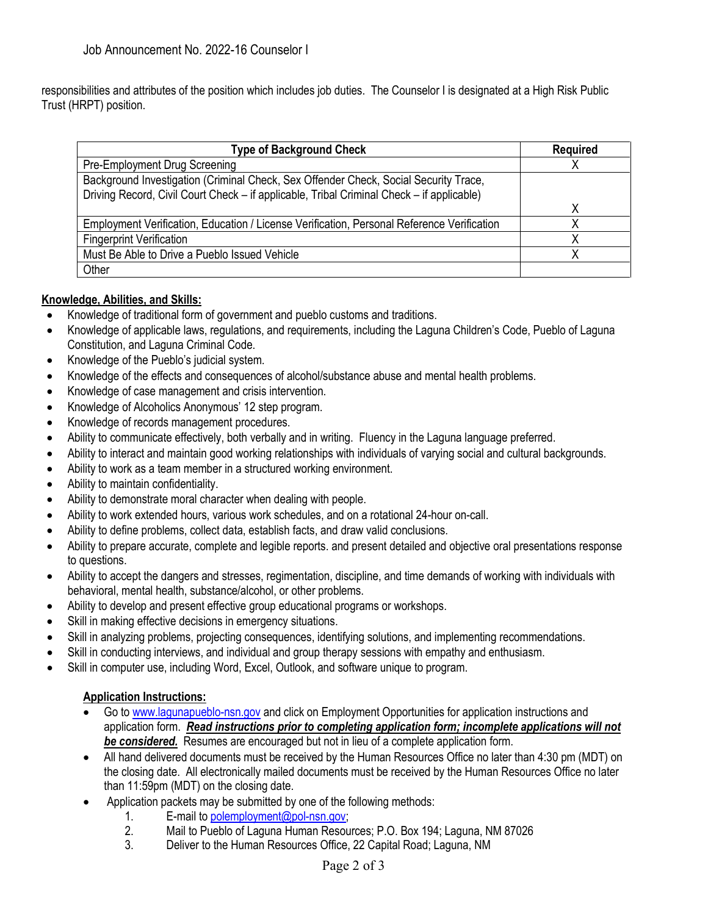responsibilities and attributes of the position which includes job duties. The Counselor I is designated at a High Risk Public Trust (HRPT) position.

| Type of Background Check | Required |
| --- | --- |
| Pre-Employment Drug Screening | X |
| Background Investigation (Criminal Check, Sex Offender Check, Social Security Trace, Driving Record, Civil Court Check – if applicable, Tribal Criminal Check – if applicable) | X |
| Employment Verification, Education / License Verification, Personal Reference Verification | X |
| Fingerprint Verification | X |
| Must Be Able to Drive a Pueblo Issued Vehicle | X |
| Other | |

**Knowledge, Abilities, and Skills:**

- Knowledge of traditional form of government and pueblo customs and traditions.
- Knowledge of applicable laws, regulations, and requirements, including the Laguna Children's Code, Pueblo of Laguna Constitution, and Laguna Criminal Code.
- Knowledge of the Pueblo's judicial system.
- Knowledge of the effects and consequences of alcohol/substance abuse and mental health problems.
- Knowledge of case management and crisis intervention.
- Knowledge of Alcoholics Anonymous' 12 step program.
- Knowledge of records management procedures.
- Ability to communicate effectively, both verbally and in writing. Fluency in the Laguna language preferred.
- Ability to interact and maintain good working relationships with individuals of varying social and cultural backgrounds.
- Ability to work as a team member in a structured working environment.
- Ability to maintain confidentiality.
- Ability to demonstrate moral character when dealing with people.
- Ability to work extended hours, various work schedules, and on a rotational 24-hour on-call.
- Ability to define problems, collect data, establish facts, and draw valid conclusions.
- Ability to prepare accurate, complete and legible reports. and present detailed and objective oral presentations response to questions.
- Ability to accept the dangers and stresses, regimentation, discipline, and time demands of working with individuals with behavioral, mental health, substance/alcohol, or other problems.
- Ability to develop and present effective group educational programs or workshops.
- Skill in making effective decisions in emergency situations.
- Skill in analyzing problems, projecting consequences, identifying solutions, and implementing recommendations.
- Skill in conducting interviews, and individual and group therapy sessions with empathy and enthusiasm.
- Skill in computer use, including Word, Excel, Outlook, and software unique to program.

**Application Instructions:**

- Go to www.lagunapueblo-nsn.gov and click on Employment Opportunities for application instructions and application form. ***Read instructions prior to completing application form; incomplete applications will not be considered.*** Resumes are encouraged but not in lieu of a complete application form.
- All hand delivered documents must be received by the Human Resources Office no later than 4:30 pm (MDT) on the closing date. All electronically mailed documents must be received by the Human Resources Office no later than 11:59pm (MDT) on the closing date.
- Application packets may be submitted by one of the following methods:
  1. E-mail to polemployment@pol-nsn.gov;
  2. Mail to Pueblo of Laguna Human Resources; P.O. Box 194; Laguna, NM 87026
  3. Deliver to the Human Resources Office, 22 Capital Road; Laguna, NM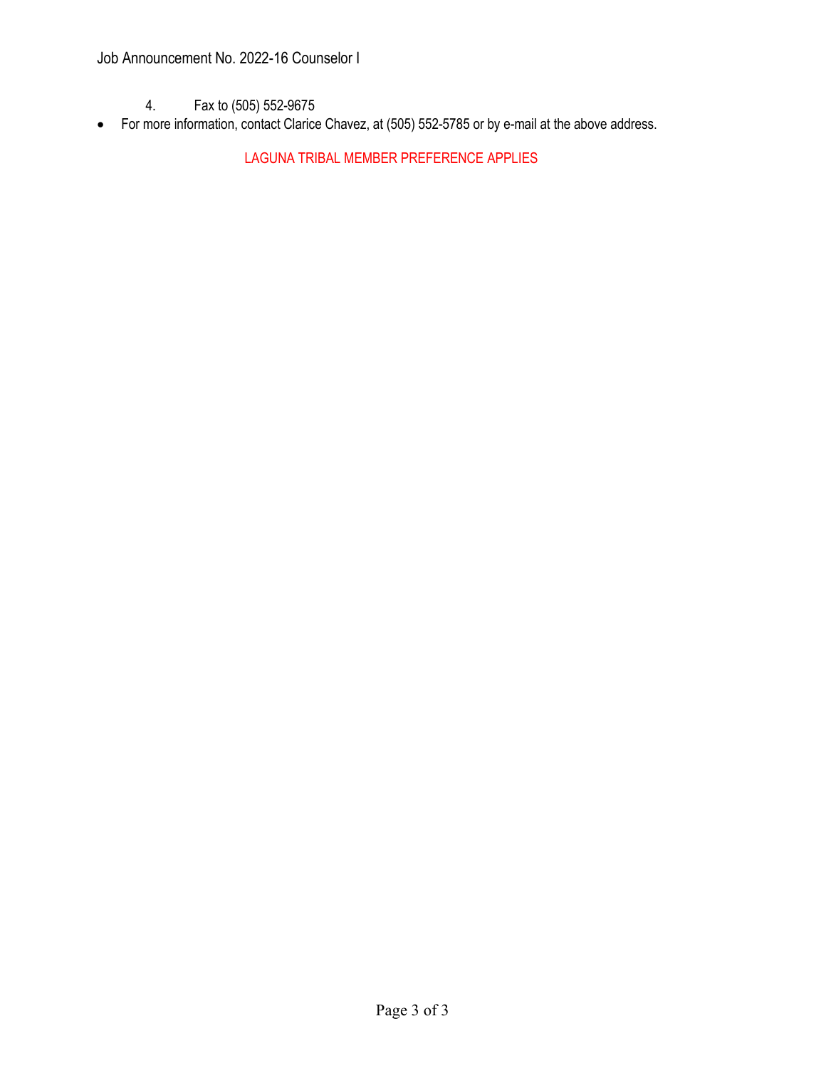4. Fax to (505) 552-9675

- For more information, contact Clarice Chavez, at (505) 552-5785 or by e-mail at the above address.

LAGUNA TRIBAL MEMBER PREFERENCE APPLIES